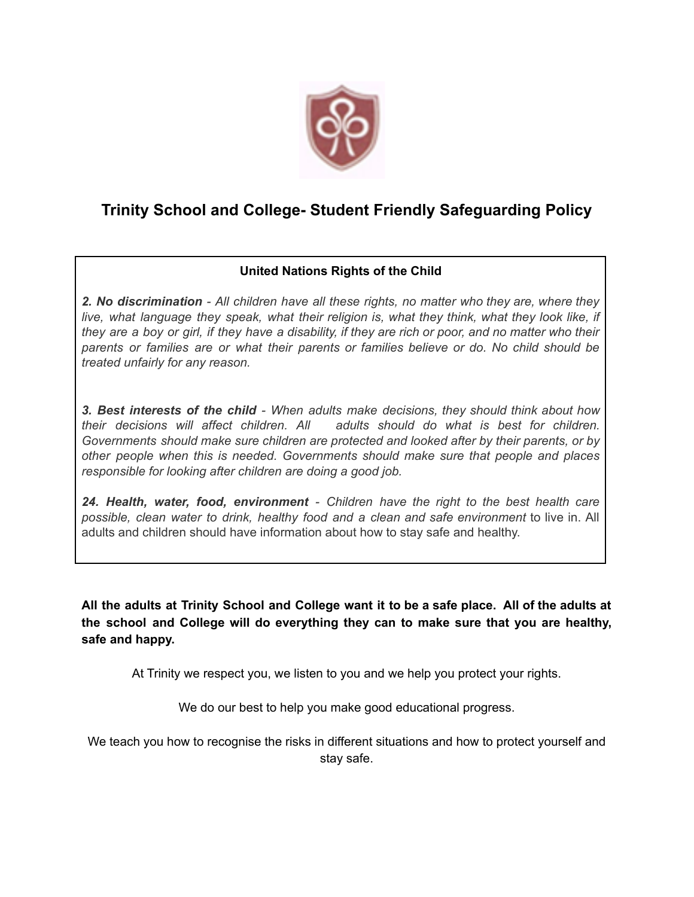# Trinity School and College- Student Friendly Safeguarding Policy

**United Nations Rights of the Child**

***2. No discrimination*** *- All children have all these rights, no matter who they are, where they live, what language they speak, what their religion is, what they think, what they look like, if they are a boy or girl, if they have a disability, if they are rich or poor, and no matter who their parents or families are or what their parents or families believe or do. No child should be treated unfairly for any reason.*

***3. Best interests of the child*** *- When adults make decisions, they should think about how their decisions will affect children. All adults should do what is best for children. Governments should make sure children are protected and looked after by their parents, or by other people when this is needed. Governments should make sure that people and places responsible for looking after children are doing a good job.*

***24. Health, water, food, environment*** *- Children have the right to the best health care possible, clean water to drink, healthy food and a clean and safe environment* to live in. All adults and children should have information about how to stay safe and healthy.

**All the adults at Trinity School and College want it to be a safe place. All of the adults at the school and College will do everything they can to make sure that you are healthy, safe and happy.**

At Trinity we respect you, we listen to you and we help you protect your rights.

We do our best to help you make good educational progress.

We teach you how to recognise the risks in different situations and how to protect yourself and stay safe.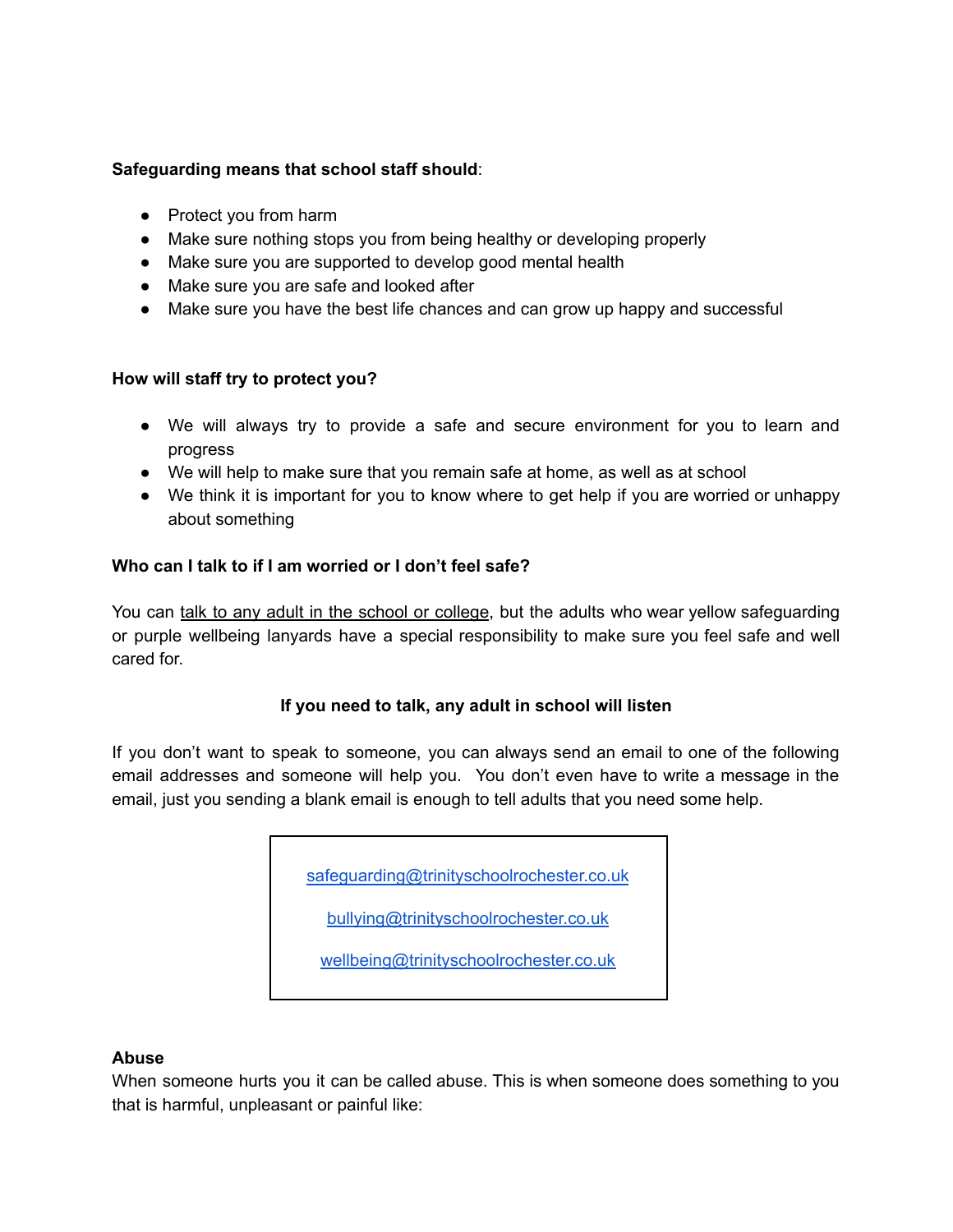**Safeguarding means that school staff should**:

- Protect you from harm
- Make sure nothing stops you from being healthy or developing properly
- Make sure you are supported to develop good mental health
- Make sure you are safe and looked after
- Make sure you have the best life chances and can grow up happy and successful

**How will staff try to protect you?**

- We will always try to provide a safe and secure environment for you to learn and progress
- We will help to make sure that you remain safe at home, as well as at school
- We think it is important for you to know where to get help if you are worried or unhappy about something

**Who can I talk to if I am worried or I don't feel safe?**

You can talk to any adult in the school or college, but the adults who wear yellow safeguarding or purple wellbeing lanyards have a special responsibility to make sure you feel safe and well cared for.

**If you need to talk, any adult in school will listen**

If you don't want to speak to someone, you can always send an email to one of the following email addresses and someone will help you. You don't even have to write a message in the email, just you sending a blank email is enough to tell adults that you need some help.

safeguarding@trinityschoolrochester.co.uk

bullying@trinityschoolrochester.co.uk

wellbeing@trinityschoolrochester.co.uk

**Abuse**

When someone hurts you it can be called abuse. This is when someone does something to you that is harmful, unpleasant or painful like: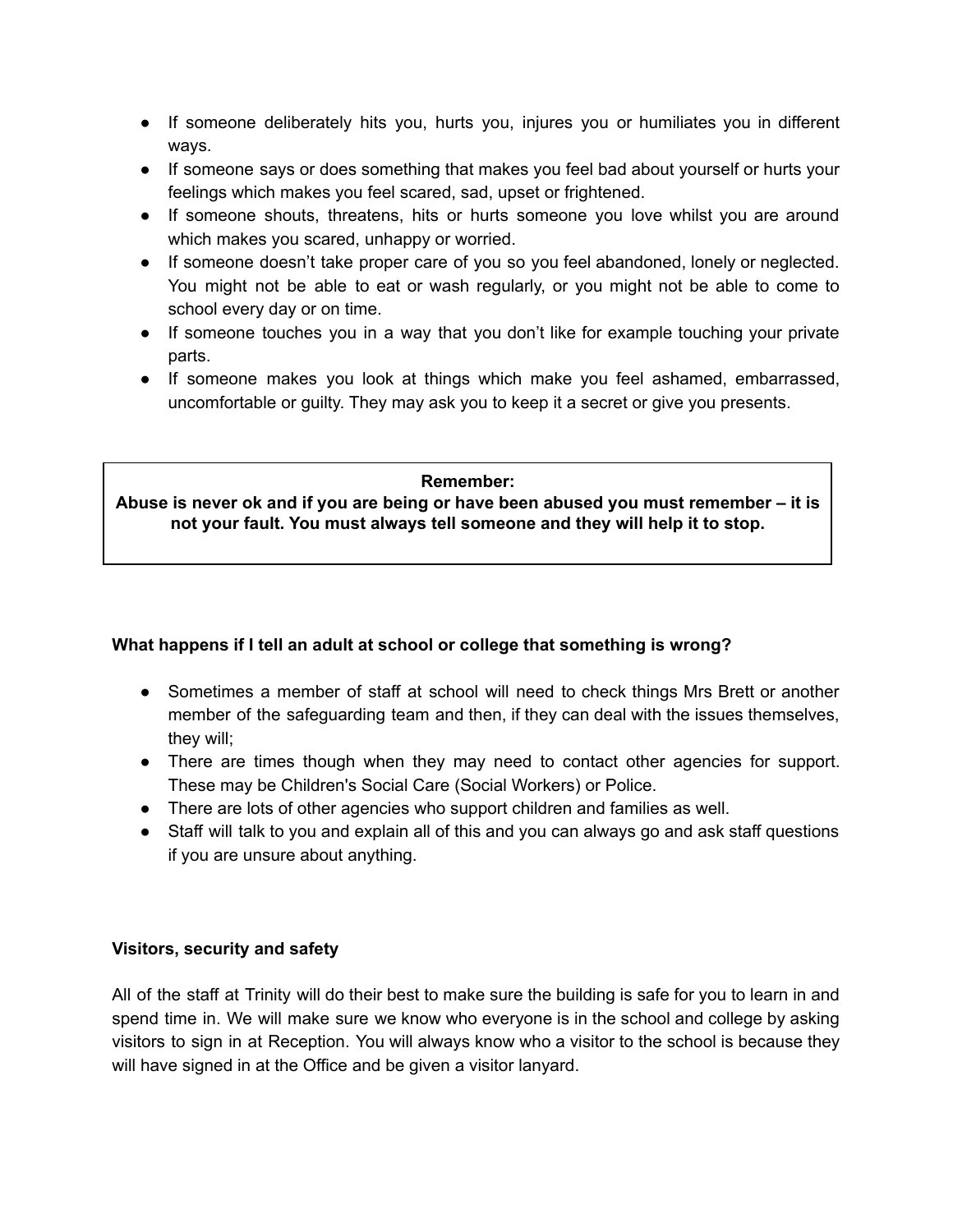- If someone deliberately hits you, hurts you, injures you or humiliates you in different ways.
- If someone says or does something that makes you feel bad about yourself or hurts your feelings which makes you feel scared, sad, upset or frightened.
- If someone shouts, threatens, hits or hurts someone you love whilst you are around which makes you scared, unhappy or worried.
- If someone doesn't take proper care of you so you feel abandoned, lonely or neglected. You might not be able to eat or wash regularly, or you might not be able to come to school every day or on time.
- If someone touches you in a way that you don't like for example touching your private parts.
- If someone makes you look at things which make you feel ashamed, embarrassed, uncomfortable or guilty. They may ask you to keep it a secret or give you presents.

**Remember:**
**Abuse is never ok and if you are being or have been abused you must remember – it is not your fault. You must always tell someone and they will help it to stop.**

**What happens if I tell an adult at school or college that something is wrong?**

- Sometimes a member of staff at school will need to check things Mrs Brett or another member of the safeguarding team and then, if they can deal with the issues themselves, they will;
- There are times though when they may need to contact other agencies for support. These may be Children's Social Care (Social Workers) or Police.
- There are lots of other agencies who support children and families as well.
- Staff will talk to you and explain all of this and you can always go and ask staff questions if you are unsure about anything.

**Visitors, security and safety**

All of the staff at Trinity will do their best to make sure the building is safe for you to learn in and spend time in. We will make sure we know who everyone is in the school and college by asking visitors to sign in at Reception. You will always know who a visitor to the school is because they will have signed in at the Office and be given a visitor lanyard.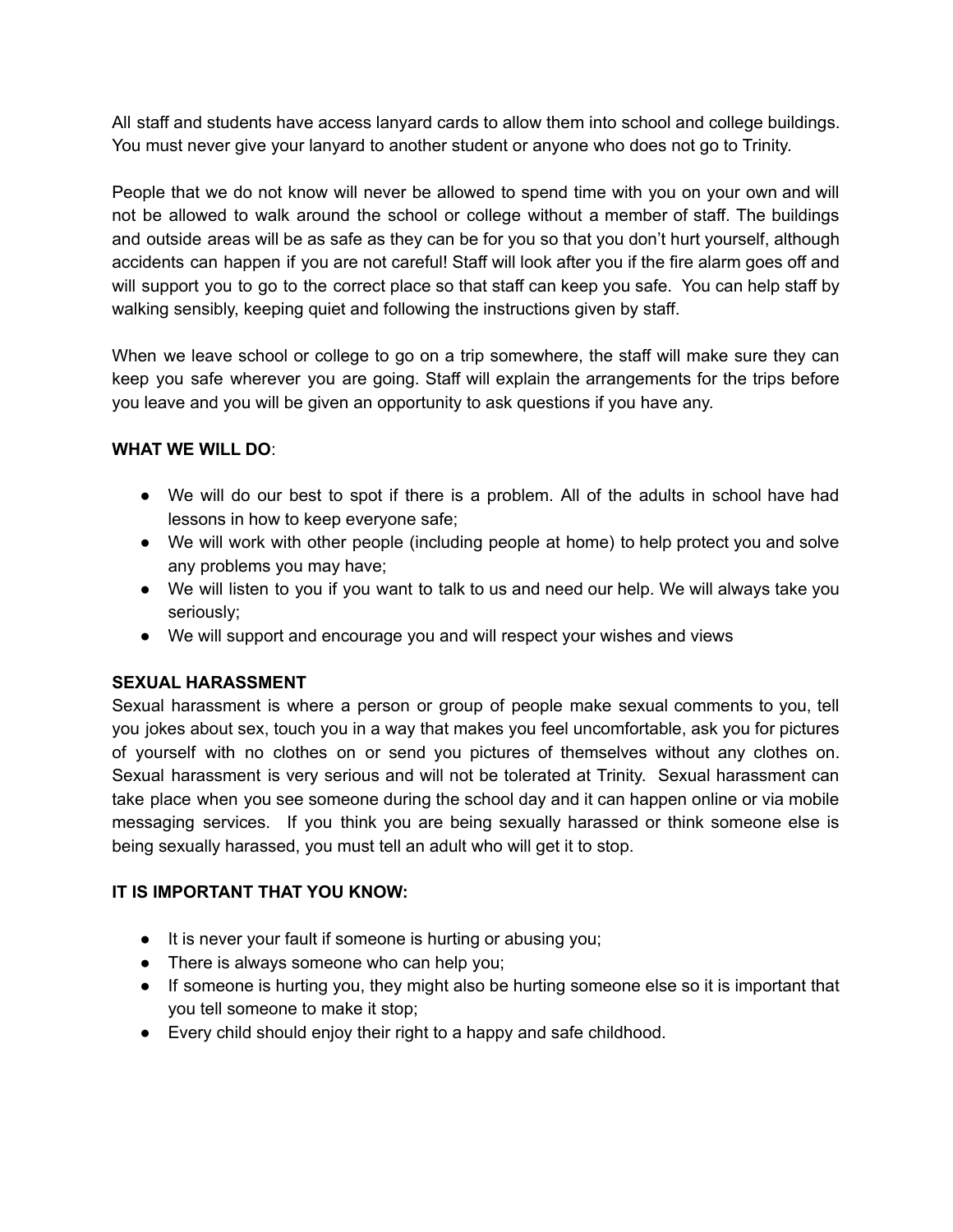All staff and students have access lanyard cards to allow them into school and college buildings. You must never give your lanyard to another student or anyone who does not go to Trinity.

People that we do not know will never be allowed to spend time with you on your own and will not be allowed to walk around the school or college without a member of staff. The buildings and outside areas will be as safe as they can be for you so that you don't hurt yourself, although accidents can happen if you are not careful! Staff will look after you if the fire alarm goes off and will support you to go to the correct place so that staff can keep you safe. You can help staff by walking sensibly, keeping quiet and following the instructions given by staff.

When we leave school or college to go on a trip somewhere, the staff will make sure they can keep you safe wherever you are going. Staff will explain the arrangements for the trips before you leave and you will be given an opportunity to ask questions if you have any.

**WHAT WE WILL DO**:

- We will do our best to spot if there is a problem. All of the adults in school have had lessons in how to keep everyone safe;
- We will work with other people (including people at home) to help protect you and solve any problems you may have;
- We will listen to you if you want to talk to us and need our help. We will always take you seriously;
- We will support and encourage you and will respect your wishes and views

**SEXUAL HARASSMENT**

Sexual harassment is where a person or group of people make sexual comments to you, tell you jokes about sex, touch you in a way that makes you feel uncomfortable, ask you for pictures of yourself with no clothes on or send you pictures of themselves without any clothes on. Sexual harassment is very serious and will not be tolerated at Trinity. Sexual harassment can take place when you see someone during the school day and it can happen online or via mobile messaging services. If you think you are being sexually harassed or think someone else is being sexually harassed, you must tell an adult who will get it to stop.

**IT IS IMPORTANT THAT YOU KNOW:**

- It is never your fault if someone is hurting or abusing you;
- There is always someone who can help you;
- If someone is hurting you, they might also be hurting someone else so it is important that you tell someone to make it stop;
- Every child should enjoy their right to a happy and safe childhood.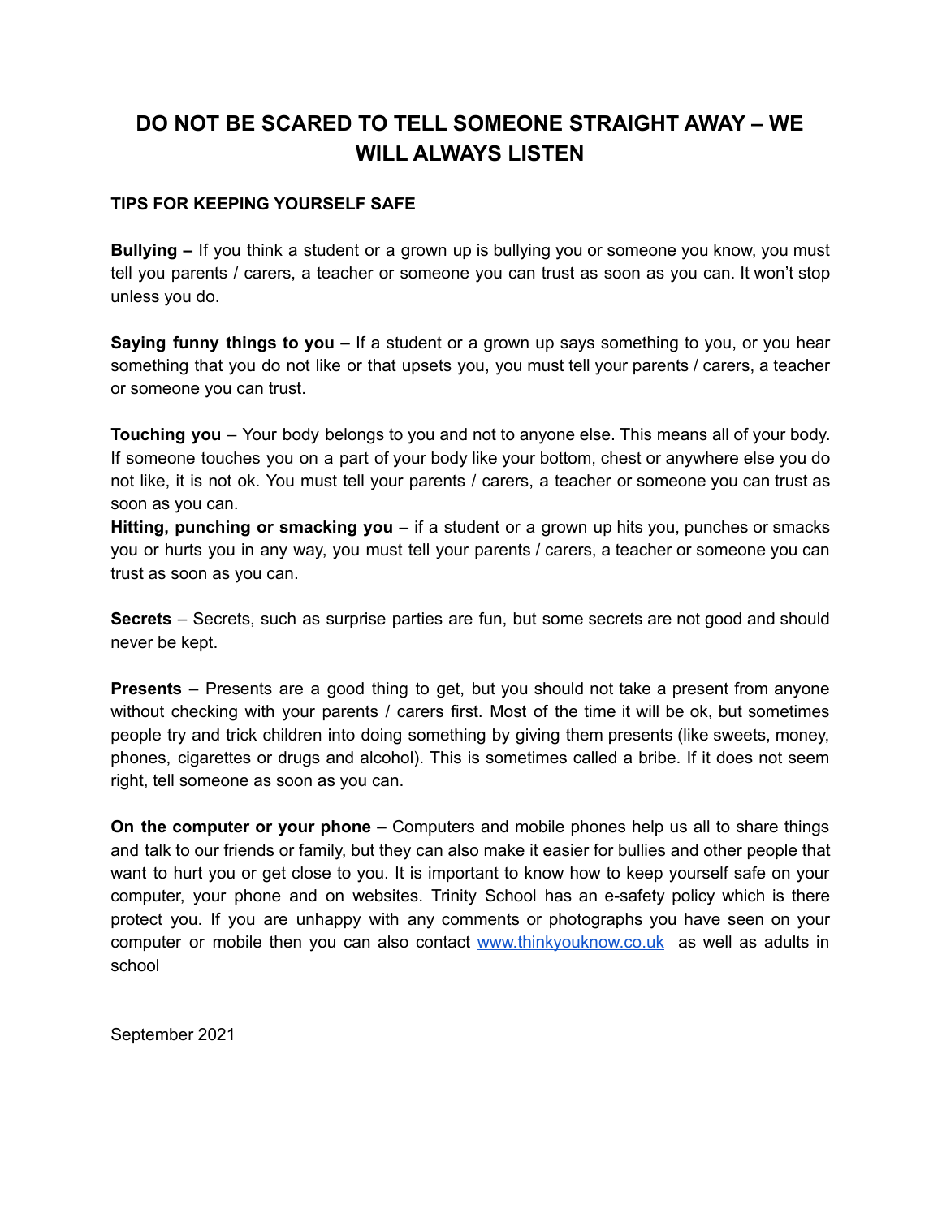# DO NOT BE SCARED TO TELL SOMEONE STRAIGHT AWAY – WE WILL ALWAYS LISTEN

**TIPS FOR KEEPING YOURSELF SAFE**

**Bullying –** If you think a student or a grown up is bullying you or someone you know, you must tell you parents / carers, a teacher or someone you can trust as soon as you can. It won't stop unless you do.

**Saying funny things to you** – If a student or a grown up says something to you, or you hear something that you do not like or that upsets you, you must tell your parents / carers, a teacher or someone you can trust.

**Touching you** – Your body belongs to you and not to anyone else. This means all of your body. If someone touches you on a part of your body like your bottom, chest or anywhere else you do not like, it is not ok. You must tell your parents / carers, a teacher or someone you can trust as soon as you can.

**Hitting, punching or smacking you** – if a student or a grown up hits you, punches or smacks you or hurts you in any way, you must tell your parents / carers, a teacher or someone you can trust as soon as you can.

**Secrets** – Secrets, such as surprise parties are fun, but some secrets are not good and should never be kept.

**Presents** – Presents are a good thing to get, but you should not take a present from anyone without checking with your parents / carers first. Most of the time it will be ok, but sometimes people try and trick children into doing something by giving them presents (like sweets, money, phones, cigarettes or drugs and alcohol). This is sometimes called a bribe. If it does not seem right, tell someone as soon as you can.

**On the computer or your phone** – Computers and mobile phones help us all to share things and talk to our friends or family, but they can also make it easier for bullies and other people that want to hurt you or get close to you. It is important to know how to keep yourself safe on your computer, your phone and on websites. Trinity School has an e-safety policy which is there protect you. If you are unhappy with any comments or photographs you have seen on your computer or mobile then you can also contact [www.thinkyouknow.co.uk](http://www.thinkyouknow.co.uk) as well as adults in school

September 2021